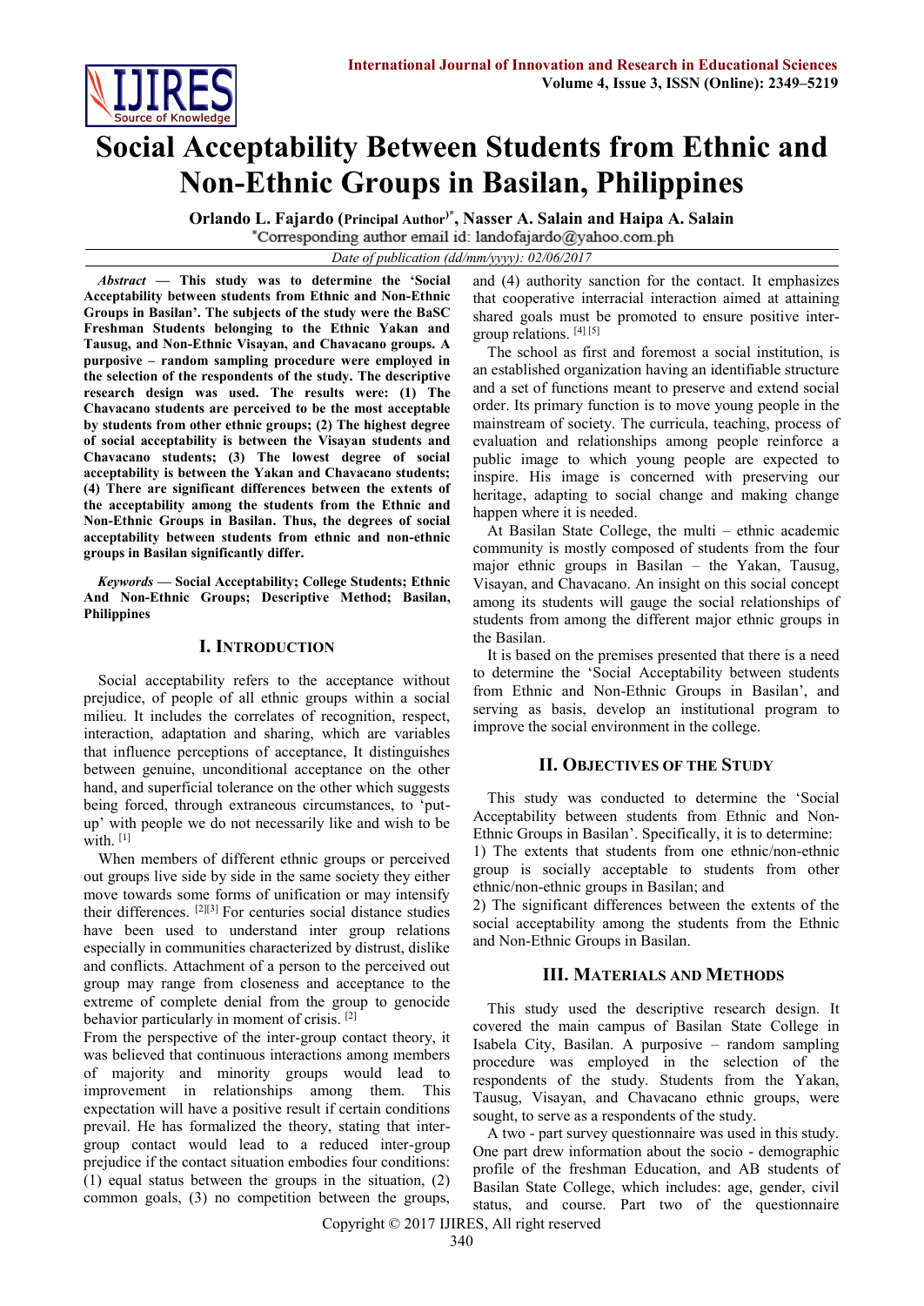# Social Acceptability Between Students from Ethnic and Non-Ethnic Groups in Basilan, Philippines

**Orlando L. Fajardo (Principal Author)\*, Nasser A. Salain and Haipa A. Salain**

\*Corresponding author email id: landofajardo@yahoo.com.ph

*Date of publication (dd/mm/yyyy): 02/06/2017*

***Abstract* — This study was to determine the 'Social Acceptability between students from Ethnic and Non-Ethnic Groups in Basilan'. The subjects of the study were the BaSC Freshman Students belonging to the Ethnic Yakan and Tausug, and Non-Ethnic Visayan, and Chavacano groups. A purposive – random sampling procedure were employed in the selection of the respondents of the study. The descriptive research design was used. The results were: (1) The Chavacano students are perceived to be the most acceptable by students from other ethnic groups; (2) The highest degree of social acceptability is between the Visayan students and Chavacano students; (3) The lowest degree of social acceptability is between the Yakan and Chavacano students; (4) There are significant differences between the extents of the acceptability among the students from the Ethnic and Non-Ethnic Groups in Basilan. Thus, the degrees of social acceptability between students from ethnic and non-ethnic groups in Basilan significantly differ.**

***Keywords* — Social Acceptability; College Students; Ethnic And Non-Ethnic Groups; Descriptive Method; Basilan, Philippines**

## I. Introduction

Social acceptability refers to the acceptance without prejudice, of people of all ethnic groups within a social milieu. It includes the correlates of recognition, respect, interaction, adaptation and sharing, which are variables that influence perceptions of acceptance, It distinguishes between genuine, unconditional acceptance on the other hand, and superficial tolerance on the other which suggests being forced, through extraneous circumstances, to 'put-up' with people we do not necessarily like and wish to be with. [1]

When members of different ethnic groups or perceived out groups live side by side in the same society they either move towards some forms of unification or may intensify their differences. [2][3] For centuries social distance studies have been used to understand inter group relations especially in communities characterized by distrust, dislike and conflicts. Attachment of a person to the perceived out group may range from closeness and acceptance to the extreme of complete denial from the group to genocide behavior particularly in moment of crisis. [2]

From the perspective of the inter-group contact theory, it was believed that continuous interactions among members of majority and minority groups would lead to improvement in relationships among them. This expectation will have a positive result if certain conditions prevail. He has formalized the theory, stating that inter-group contact would lead to a reduced inter-group prejudice if the contact situation embodies four conditions: (1) equal status between the groups in the situation, (2) common goals, (3) no competition between the groups, and (4) authority sanction for the contact. It emphasizes that cooperative interracial interaction aimed at attaining shared goals must be promoted to ensure positive inter-group relations. [4] [5]

The school as first and foremost a social institution, is an established organization having an identifiable structure and a set of functions meant to preserve and extend social order. Its primary function is to move young people in the mainstream of society. The curricula, teaching, process of evaluation and relationships among people reinforce a public image to which young people are expected to inspire. His image is concerned with preserving our heritage, adapting to social change and making change happen where it is needed.

At Basilan State College, the multi – ethnic academic community is mostly composed of students from the four major ethnic groups in Basilan – the Yakan, Tausug, Visayan, and Chavacano. An insight on this social concept among its students will gauge the social relationships of students from among the different major ethnic groups in the Basilan.

It is based on the premises presented that there is a need to determine the 'Social Acceptability between students from Ethnic and Non-Ethnic Groups in Basilan', and serving as basis, develop an institutional program to improve the social environment in the college.

## II. Objectives of the Study

This study was conducted to determine the 'Social Acceptability between students from Ethnic and Non-Ethnic Groups in Basilan'. Specifically, it is to determine:

1) The extents that students from one ethnic/non-ethnic group is socially acceptable to students from other ethnic/non-ethnic groups in Basilan; and

2) The significant differences between the extents of the social acceptability among the students from the Ethnic and Non-Ethnic Groups in Basilan.

## III. Materials and Methods

This study used the descriptive research design. It covered the main campus of Basilan State College in Isabela City, Basilan. A purposive – random sampling procedure was employed in the selection of the respondents of the study. Students from the Yakan, Tausug, Visayan, and Chavacano ethnic groups, were sought, to serve as a respondents of the study.

A two - part survey questionnaire was used in this study. One part drew information about the socio - demographic profile of the freshman Education, and AB students of Basilan State College, which includes: age, gender, civil status, and course. Part two of the questionnaire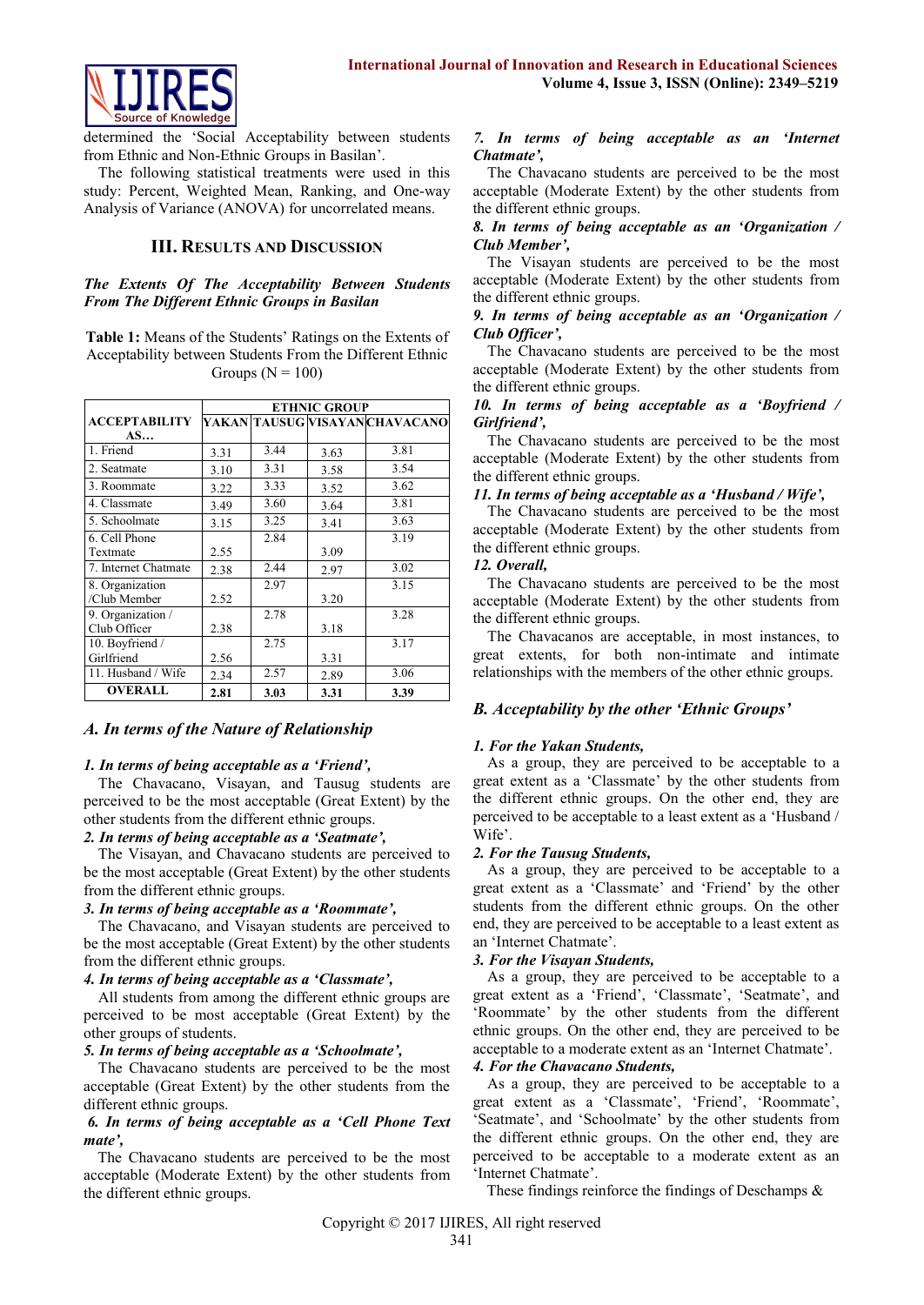determined the 'Social Acceptability between students from Ethnic and Non-Ethnic Groups in Basilan'.

The following statistical treatments were used in this study: Percent, Weighted Mean, Ranking, and One-way Analysis of Variance (ANOVA) for uncorrelated means.

## III. Results and Discussion

### *The Extents Of The Acceptability Between Students From The Different Ethnic Groups in Basilan*

**Table 1:** Means of the Students' Ratings on the Extents of Acceptability between Students From the Different Ethnic Groups (N = 100)

| ACCEPTABILITY AS… | ETHNIC GROUP | | | |
|---|---|---|---|---|
| | YAKAN | TAUSUG | VISAYAN | CHAVACANO |
| 1. Friend | 3.31 | 3.44 | 3.63 | 3.81 |
| 2. Seatmate | 3.10 | 3.31 | 3.58 | 3.54 |
| 3. Roommate | 3.22 | 3.33 | 3.52 | 3.62 |
| 4. Classmate | 3.49 | 3.60 | 3.64 | 3.81 |
| 5. Schoolmate | 3.15 | 3.25 | 3.41 | 3.63 |
| 6. Cell Phone Textmate | 2.55 | 2.84 | 3.09 | 3.19 |
| 7. Internet Chatmate | 2.38 | 2.44 | 2.97 | 3.02 |
| 8. Organization /Club Member | 2.52 | 2.97 | 3.20 | 3.15 |
| 9. Organization / Club Officer | 2.38 | 2.78 | 3.18 | 3.28 |
| 10. Boyfriend / Girlfriend | 2.56 | 2.75 | 3.31 | 3.17 |
| 11. Husband / Wife | 2.34 | 2.57 | 2.89 | 3.06 |
| **OVERALL** | **2.81** | **3.03** | **3.31** | **3.39** |

### *A. In terms of the Nature of Relationship*

***1. In terms of being acceptable as a 'Friend',***

The Chavacano, Visayan, and Tausug students are perceived to be the most acceptable (Great Extent) by the other students from the different ethnic groups.

***2. In terms of being acceptable as a 'Seatmate',***

The Visayan, and Chavacano students are perceived to be the most acceptable (Great Extent) by the other students from the different ethnic groups.

***3. In terms of being acceptable as a 'Roommate',***

The Chavacano, and Visayan students are perceived to be the most acceptable (Great Extent) by the other students from the different ethnic groups.

***4. In terms of being acceptable as a 'Classmate',***

All students from among the different ethnic groups are perceived to be most acceptable (Great Extent) by the other groups of students.

***5. In terms of being acceptable as a 'Schoolmate',***

The Chavacano students are perceived to be the most acceptable (Great Extent) by the other students from the different ethnic groups.

***6. In terms of being acceptable as a 'Cell Phone Text mate',***

The Chavacano students are perceived to be the most acceptable (Moderate Extent) by the other students from the different ethnic groups.

***7. In terms of being acceptable as an 'Internet Chatmate',***

The Chavacano students are perceived to be the most acceptable (Moderate Extent) by the other students from the different ethnic groups.

***8. In terms of being acceptable as an 'Organization / Club Member',***

The Visayan students are perceived to be the most acceptable (Moderate Extent) by the other students from the different ethnic groups.

***9. In terms of being acceptable as an 'Organization / Club Officer',***

The Chavacano students are perceived to be the most acceptable (Moderate Extent) by the other students from the different ethnic groups.

***10. In terms of being acceptable as a 'Boyfriend / Girlfriend',***

The Chavacano students are perceived to be the most acceptable (Moderate Extent) by the other students from the different ethnic groups.

***11. In terms of being acceptable as a 'Husband / Wife',***

The Chavacano students are perceived to be the most acceptable (Moderate Extent) by the other students from the different ethnic groups.

***12. Overall,***

The Chavacano students are perceived to be the most acceptable (Moderate Extent) by the other students from the different ethnic groups.

The Chavacanos are acceptable, in most instances, to great extents, for both non-intimate and intimate relationships with the members of the other ethnic groups.

### *B. Acceptability by the other 'Ethnic Groups'*

***1. For the Yakan Students,***

As a group, they are perceived to be acceptable to a great extent as a 'Classmate' by the other students from the different ethnic groups. On the other end, they are perceived to be acceptable to a least extent as a 'Husband / Wife'.

***2. For the Tausug Students,***

As a group, they are perceived to be acceptable to a great extent as a 'Classmate' and 'Friend' by the other students from the different ethnic groups. On the other end, they are perceived to be acceptable to a least extent as an 'Internet Chatmate'.

***3. For the Visayan Students,***

As a group, they are perceived to be acceptable to a great extent as a 'Friend', 'Classmate', 'Seatmate', and 'Roommate' by the other students from the different ethnic groups. On the other end, they are perceived to be acceptable to a moderate extent as an 'Internet Chatmate'.

***4. For the Chavacano Students,***

As a group, they are perceived to be acceptable to a great extent as a 'Classmate', 'Friend', 'Roommate', 'Seatmate', and 'Schoolmate' by the other students from the different ethnic groups. On the other end, they are perceived to be acceptable to a moderate extent as an 'Internet Chatmate'.

These findings reinforce the findings of Deschamps &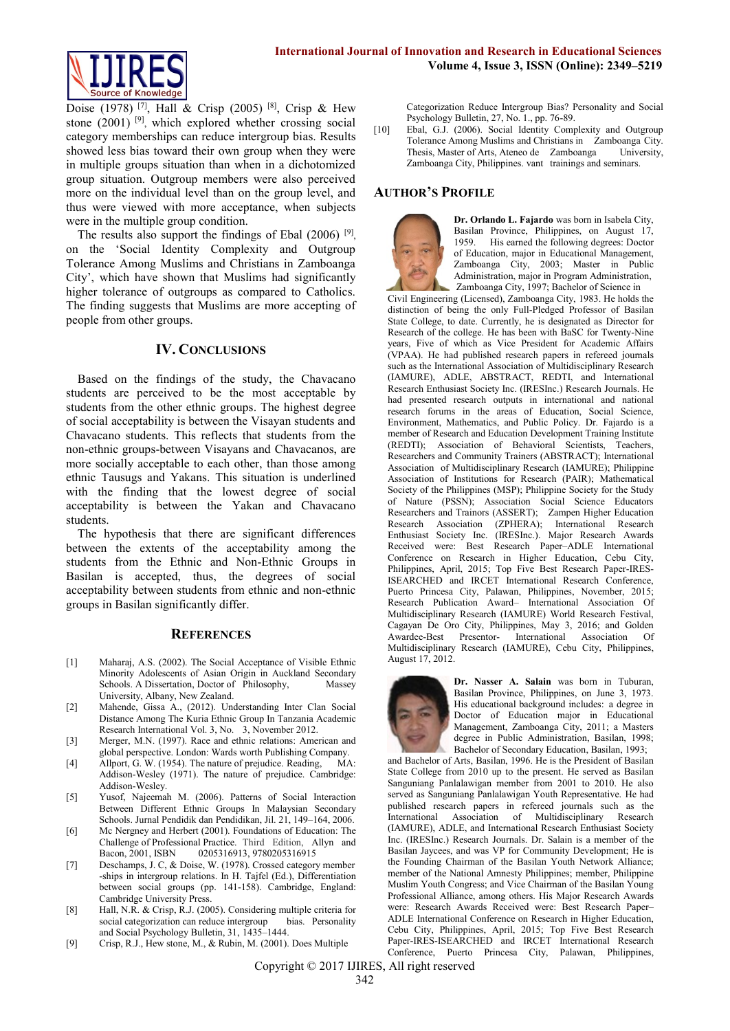Doise (1978) [7], Hall & Crisp (2005) [8], Crisp & Hew stone (2001) [9], which explored whether crossing social category memberships can reduce intergroup bias. Results showed less bias toward their own group when they were in multiple groups situation than when in a dichotomized group situation. Outgroup members were also perceived more on the individual level than on the group level, and thus were viewed with more acceptance, when subjects were in the multiple group condition.

The results also support the findings of Ebal (2006) [9], on the 'Social Identity Complexity and Outgroup Tolerance Among Muslims and Christians in Zamboanga City', which have shown that Muslims had significantly higher tolerance of outgroups as compared to Catholics. The finding suggests that Muslims are more accepting of people from other groups.

## IV. Conclusions

Based on the findings of the study, the Chavacano students are perceived to be the most acceptable by students from the other ethnic groups. The highest degree of social acceptability is between the Visayan students and Chavacano students. This reflects that students from the non-ethnic groups-between Visayans and Chavacanos, are more socially acceptable to each other, than those among ethnic Tausugs and Yakans. This situation is underlined with the finding that the lowest degree of social acceptability is between the Yakan and Chavacano students.

The hypothesis that there are significant differences between the extents of the acceptability among the students from the Ethnic and Non-Ethnic Groups in Basilan is accepted, thus, the degrees of social acceptability between students from ethnic and non-ethnic groups in Basilan significantly differ.

## References

[1] Maharaj, A.S. (2002). The Social Acceptance of Visible Ethnic Minority Adolescents of Asian Origin in Auckland Secondary Schools. A Dissertation, Doctor of Philosophy, Massey University, Albany, New Zealand.

[2] Mahende, Gissa A., (2012). Understanding Inter Clan Social Distance Among The Kuria Ethnic Group In Tanzania Academic Research International Vol. 3, No. 3, November 2012.

[3] Merger, M.N. (1997). Race and ethnic relations: American and global perspective. London: Wards worth Publishing Company.

[4] Allport, G. W. (1954). The nature of prejudice. Reading, MA: Addison-Wesley (1971). The nature of prejudice. Cambridge: Addison-Wesley.

[5] Yusof, Najeemah M. (2006). Patterns of Social Interaction Between Different Ethnic Groups In Malaysian Secondary Schools. Jurnal Pendidik dan Pendidikan, Jil. 21, 149–164, 2006.

[6] Mc Nergney and Herbert (2001). Foundations of Education: The Challenge of Professional Practice. Third Edition, Allyn and Bacon, 2001, ISBN 0205316913, 9780205316915

[7] Deschamps, J. C, & Doise, W. (1978). Crossed category member -ships in intergroup relations. In H. Tajfel (Ed.), Differentiation between social groups (pp. 141-158). Cambridge, England: Cambridge University Press.

[8] Hall, N.R. & Crisp, R.J. (2005). Considering multiple criteria for social categorization can reduce intergroup bias. Personality and Social Psychology Bulletin, 31, 1435–1444.

[9] Crisp, R.J., Hew stone, M., & Rubin, M. (2001). Does Multiple Categorization Reduce Intergroup Bias? Personality and Social Psychology Bulletin, 27, No. 1., pp. 76-89.

[10] Ebal, G.J. (2006). Social Identity Complexity and Outgroup Tolerance Among Muslims and Christians in Zamboanga City. Thesis, Master of Arts, Ateneo de Zamboanga University, Zamboanga City, Philippines. vant trainings and seminars.

## Author's Profile

**Dr. Orlando L. Fajardo** was born in Isabela City, Basilan Province, Philippines, on August 17, 1959. His earned the following degrees: Doctor of Education, major in Educational Management, Zamboanga City, 2003; Master in Public Administration, major in Program Administration, Zamboanga City, 1997; Bachelor of Science in Civil Engineering (Licensed), Zamboanga City, 1983. He holds the distinction of being the only Full-Pledged Professor of Basilan State College, to date. Currently, he is designated as Director for Research of the college. He has been with BaSC for Twenty-Nine years, Five of which as Vice President for Academic Affairs (VPAA). He had published research papers in refereed journals such as the International Association of Multidisciplinary Research (IAMURE), ADLE, ABSTRACT, REDTI, and International Research Enthusiast Society Inc. (IRESInc.) Research Journals. He had presented research outputs in international and national research forums in the areas of Education, Social Science, Environment, Mathematics, and Public Policy. Dr. Fajardo is a member of Research and Education Development Training Institute (REDTI); Association of Behavioral Scientists, Teachers, Researchers and Community Trainers (ABSTRACT); International Association of Multidisciplinary Research (IAMURE); Philippine Association of Institutions for Research (PAIR); Mathematical Society of the Philippines (MSP); Philippine Society for the Study of Nature (PSSN); Association Social Science Educators Researchers and Trainors (ASSERT); Zampen Higher Education Research Association (ZPHERA); International Research Enthusiast Society Inc. (IRESInc.). Major Research Awards Received were: Best Research Paper–ADLE International Conference on Research in Higher Education, Cebu City, Philippines, April, 2015; Top Five Best Research Paper-IRES-ISEARCHED and IRCET International Research Conference, Puerto Princesa City, Palawan, Philippines, November, 2015; Research Publication Award– International Association Of Multidisciplinary Research (IAMURE) World Research Festival, Cagayan De Oro City, Philippines, May 3, 2016; and Golden Awardee-Best Presentor- International Association Of Multidisciplinary Research (IAMURE), Cebu City, Philippines, August 17, 2012.

**Dr. Nasser A. Salain** was born in Tuburan, Basilan Province, Philippines, on June 3, 1973. His educational background includes: a degree in Doctor of Education major in Educational Management, Zamboanga City, 2011; a Masters degree in Public Administration, Basilan, 1998; Bachelor of Secondary Education, Basilan, 1993; and Bachelor of Arts, Basilan, 1996. He is the President of Basilan State College from 2010 up to the present. He served as Basilan Sanguniang Panlalawigan member from 2001 to 2010. He also served as Sanguniang Panlalawigan Youth Representative. He had published research papers in refereed journals such as the International Association of Multidisciplinary Research (IAMURE), ADLE, and International Research Enthusiast Society Inc. (IRESInc.) Research Journals. Dr. Salain is a member of the Basilan Jaycees, and was VP for Community Development; He is the Founding Chairman of the Basilan Youth Network Alliance; member of the National Amnesty Philippines; member, Philippine Muslim Youth Congress; and Vice Chairman of the Basilan Young Professional Alliance, among others. His Major Research Awards were: Research Awards Received were: Best Research Paper–ADLE International Conference on Research in Higher Education, Cebu City, Philippines, April, 2015; Top Five Best Research Paper-IRES-ISEARCHED and IRCET International Research Conference, Puerto Princesa City, Palawan, Philippines,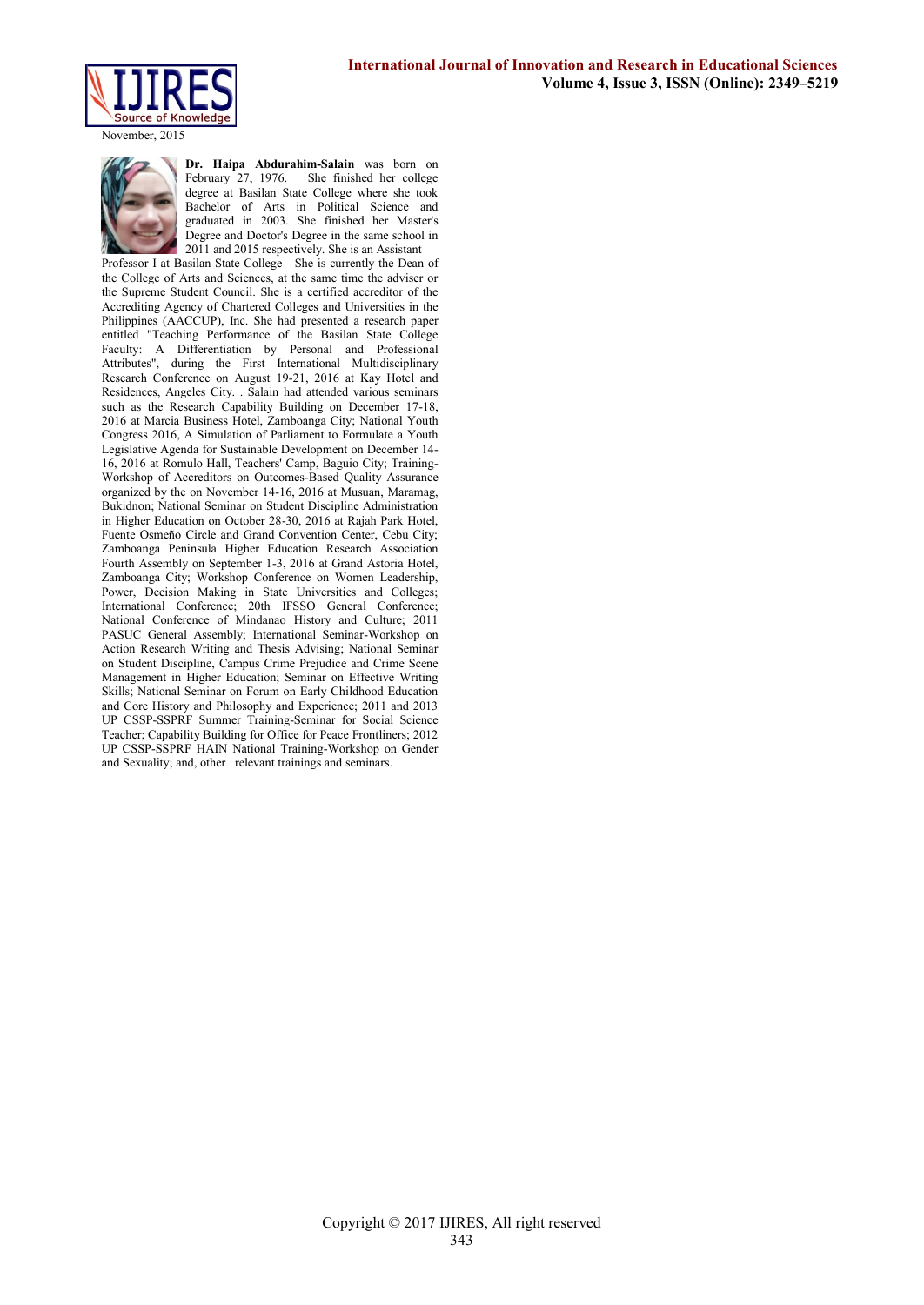**Dr. Haipa Abdurahim-Salain** was born on February 27, 1976. She finished her college degree at Basilan State College where she took Bachelor of Arts in Political Science and graduated in 2003. She finished her Master's Degree and Doctor's Degree in the same school in 2011 and 2015 respectively. She is an Assistant Professor I at Basilan State College She is currently the Dean of the College of Arts and Sciences, at the same time the adviser or the Supreme Student Council. She is a certified accreditor of the Accrediting Agency of Chartered Colleges and Universities in the Philippines (AACCUP), Inc. She had presented a research paper entitled "Teaching Performance of the Basilan State College Faculty: A Differentiation by Personal and Professional Attributes", during the First International Multidisciplinary Research Conference on August 19-21, 2016 at Kay Hotel and Residences, Angeles City. . Salain had attended various seminars such as the Research Capability Building on December 17-18, 2016 at Marcia Business Hotel, Zamboanga City; National Youth Congress 2016, A Simulation of Parliament to Formulate a Youth Legislative Agenda for Sustainable Development on December 14-16, 2016 at Romulo Hall, Teachers' Camp, Baguio City; Training-Workshop of Accreditors on Outcomes-Based Quality Assurance organized by the on November 14-16, 2016 at Musuan, Maramag, Bukidnon; National Seminar on Student Discipline Administration in Higher Education on October 28-30, 2016 at Rajah Park Hotel, Fuente Osmeño Circle and Grand Convention Center, Cebu City; Zamboanga Peninsula Higher Education Research Association Fourth Assembly on September 1-3, 2016 at Grand Astoria Hotel, Zamboanga City; Workshop Conference on Women Leadership, Power, Decision Making in State Universities and Colleges; International Conference; 20th IFSSO General Conference; National Conference of Mindanao History and Culture; 2011 PASUC General Assembly; International Seminar-Workshop on Action Research Writing and Thesis Advising; National Seminar on Student Discipline, Campus Crime Prejudice and Crime Scene Management in Higher Education; Seminar on Effective Writing Skills; National Seminar on Forum on Early Childhood Education and Core History and Philosophy and Experience; 2011 and 2013 UP CSSP-SSPRF Summer Training-Seminar for Social Science Teacher; Capability Building for Office for Peace Frontliners; 2012 UP CSSP-SSPRF HAIN National Training-Workshop on Gender and Sexuality; and, other relevant trainings and seminars.